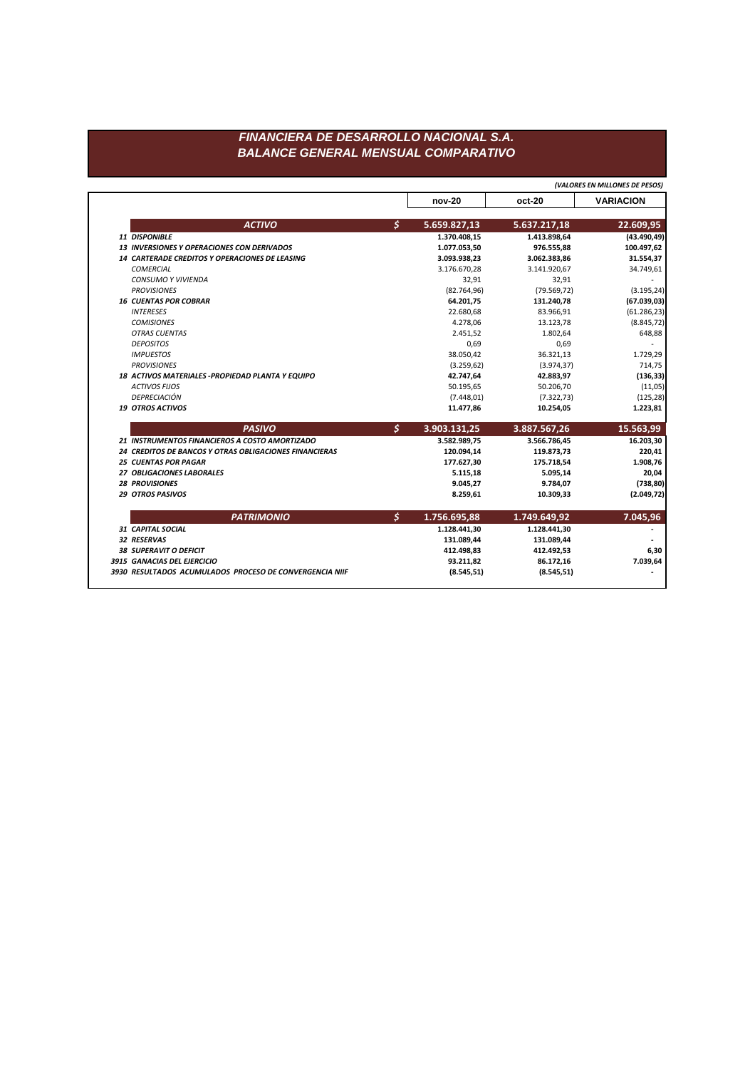# FINANCIERA DE DESARROLLO NACIONAL S.A.
## BALANCE GENERAL MENSUAL COMPARATIVO

*(VALORES EN MILLONES DE PESOS)*

| | | nov-20 | oct-20 | VARIACION |
|---|---|---|---|---|
| **ACTIVO** | $ | **5.659.827,13** | **5.637.217,18** | **22.609,95** |
| **11 DISPONIBLE** | | **1.370.408,15** | **1.413.898,64** | **(43.490,49)** |
| **13 INVERSIONES Y OPERACIONES CON DERIVADOS** | | **1.077.053,50** | **976.555,88** | **100.497,62** |
| **14 CARTERADE CREDITOS Y OPERACIONES DE LEASING** | | **3.093.938,23** | **3.062.383,86** | **31.554,37** |
| *COMERCIAL* | | 3.176.670,28 | 3.141.920,67 | 34.749,61 |
| *CONSUMO Y VIVIENDA* | | 32,91 | 32,91 | - |
| *PROVISIONES* | | (82.764,96) | (79.569,72) | (3.195,24) |
| **16 CUENTAS POR COBRAR** | | **64.201,75** | **131.240,78** | **(67.039,03)** |
| *INTERESES* | | 22.680,68 | 83.966,91 | (61.286,23) |
| *COMISIONES* | | 4.278,06 | 13.123,78 | (8.845,72) |
| *OTRAS CUENTAS* | | 2.451,52 | 1.802,64 | 648,88 |
| *DEPOSITOS* | | 0,69 | 0,69 | - |
| *IMPUESTOS* | | 38.050,42 | 36.321,13 | 1.729,29 |
| *PROVISIONES* | | (3.259,62) | (3.974,37) | 714,75 |
| **18 ACTIVOS MATERIALES -PROPIEDAD PLANTA Y EQUIPO** | | **42.747,64** | **42.883,97** | **(136,33)** |
| *ACTIVOS FIJOS* | | 50.195,65 | 50.206,70 | (11,05) |
| *DEPRECIACIÓN* | | (7.448,01) | (7.322,73) | (125,28) |
| **19 OTROS ACTIVOS** | | **11.477,86** | **10.254,05** | **1.223,81** |
| **PASIVO** | $ | **3.903.131,25** | **3.887.567,26** | **15.563,99** |
| **21 INSTRUMENTOS FINANCIEROS A COSTO AMORTIZADO** | | **3.582.989,75** | **3.566.786,45** | **16.203,30** |
| **24 CREDITOS DE BANCOS Y OTRAS OBLIGACIONES FINANCIERAS** | | **120.094,14** | **119.873,73** | **220,41** |
| **25 CUENTAS POR PAGAR** | | **177.627,30** | **175.718,54** | **1.908,76** |
| **27 OBLIGACIONES LABORALES** | | **5.115,18** | **5.095,14** | **20,04** |
| **28 PROVISIONES** | | **9.045,27** | **9.784,07** | **(738,80)** |
| **29 OTROS PASIVOS** | | **8.259,61** | **10.309,33** | **(2.049,72)** |
| **PATRIMONIO** | $ | **1.756.695,88** | **1.749.649,92** | **7.045,96** |
| **31 CAPITAL SOCIAL** | | **1.128.441,30** | **1.128.441,30** | **-** |
| **32 RESERVAS** | | **131.089,44** | **131.089,44** | **-** |
| **38 SUPERAVIT O DEFICIT** | | **412.498,83** | **412.492,53** | **6,30** |
| **3915 GANACIAS DEL EJERCICIO** | | **93.211,82** | **86.172,16** | **7.039,64** |
| **3930 RESULTADOS ACUMULADOS PROCESO DE CONVERGENCIA NIIF** | | **(8.545,51)** | **(8.545,51)** | **-** |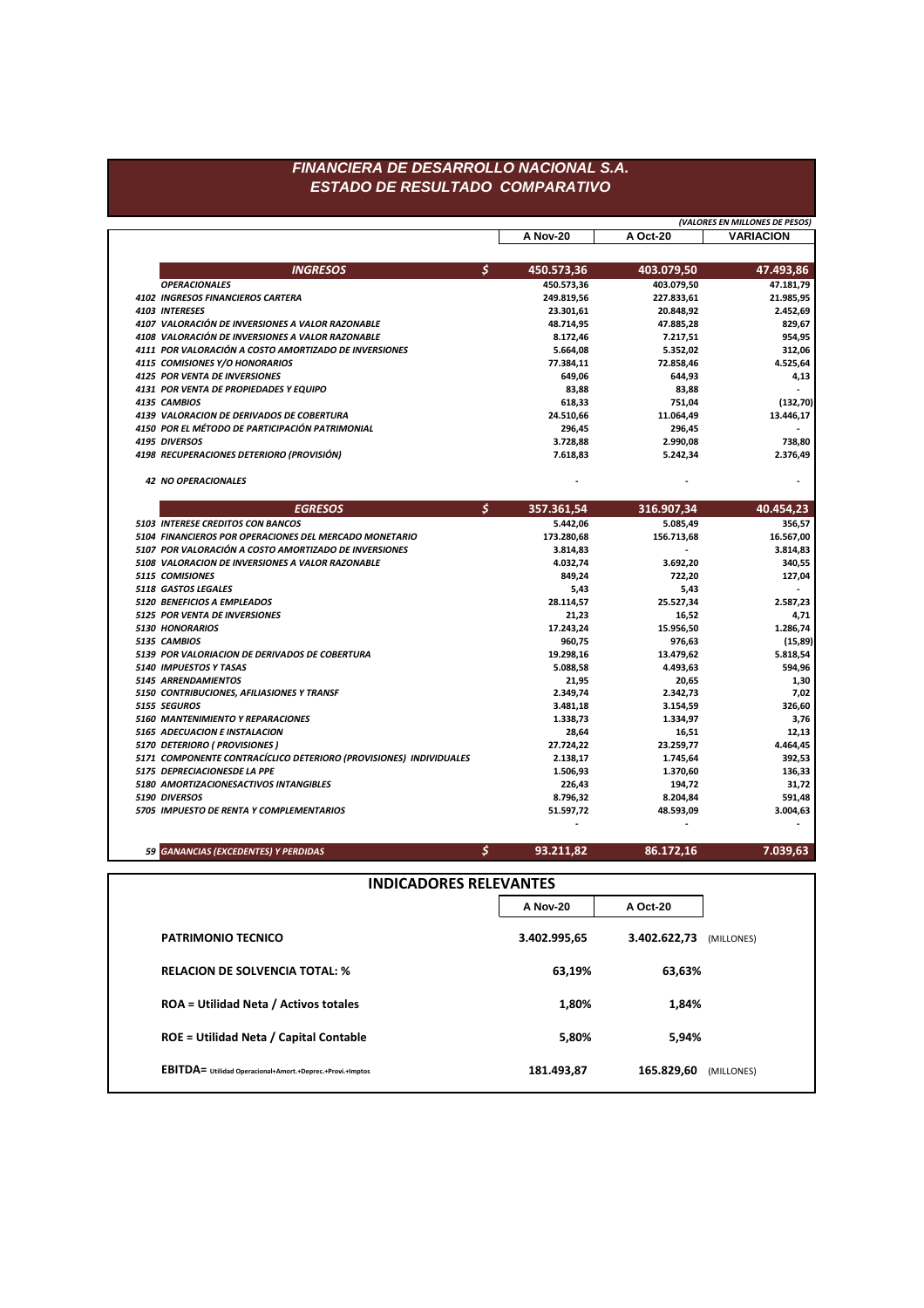# FINANCIERA DE DESARROLLO NACIONAL S.A.
## ESTADO DE RESULTADO COMPARATIVO

*(VALORES EN MILLONES DE PESOS)*

| | | A Nov-20 | A Oct-20 | VARIACION |
|---|---|---|---|---|
| **INGRESOS** | $ | 450.573,36 | 403.079,50 | 47.493,86 |
| OPERACIONALES | | 450.573,36 | 403.079,50 | 47.181,79 |
| 4102 INGRESOS FINANCIEROS CARTERA | | 249.819,56 | 227.833,61 | 21.985,95 |
| 4103 INTERESES | | 23.301,61 | 20.848,92 | 2.452,69 |
| 4107 VALORACIÓN DE INVERSIONES A VALOR RAZONABLE | | 48.714,95 | 47.885,28 | 829,67 |
| 4108 VALORACIÓN DE INVERSIONES A VALOR RAZONABLE | | 8.172,46 | 7.217,51 | 954,95 |
| 4111 POR VALORACIÓN A COSTO AMORTIZADO DE INVERSIONES | | 5.664,08 | 5.352,02 | 312,06 |
| 4115 COMISIONES Y/O HONORARIOS | | 77.384,11 | 72.858,46 | 4.525,64 |
| 4125 POR VENTA DE INVERSIONES | | 649,06 | 644,93 | 4,13 |
| 4131 POR VENTA DE PROPIEDADES Y EQUIPO | | 83,88 | 83,88 | - |
| 4135 CAMBIOS | | 618,33 | 751,04 | (132,70) |
| 4139 VALORACION DE DERIVADOS DE COBERTURA | | 24.510,66 | 11.064,49 | 13.446,17 |
| 4150 POR EL MÉTODO DE PARTICIPACIÓN PATRIMONIAL | | 296,45 | 296,45 | - |
| 4195 DIVERSOS | | 3.728,88 | 2.990,08 | 738,80 |
| 4198 RECUPERACIONES DETERIORO (PROVISIÓN) | | 7.618,83 | 5.242,34 | 2.376,49 |
| 42 NO OPERACIONALES | | - | - | - |
| **EGRESOS** | $ | 357.361,54 | 316.907,34 | 40.454,23 |
| 5103 INTERESE CREDITOS CON BANCOS | | 5.442,06 | 5.085,49 | 356,57 |
| 5104 FINANCIEROS POR OPERACIONES DEL MERCADO MONETARIO | | 173.280,68 | 156.713,68 | 16.567,00 |
| 5107 POR VALORACIÓN A COSTO AMORTIZADO DE INVERSIONES | | 3.814,83 | - | 3.814,83 |
| 5108 VALORACION DE INVERSIONES A VALOR RAZONABLE | | 4.032,74 | 3.692,20 | 340,55 |
| 5115 COMISIONES | | 849,24 | 722,20 | 127,04 |
| 5118 GASTOS LEGALES | | 5,43 | 5,43 | - |
| 5120 BENEFICIOS A EMPLEADOS | | 28.114,57 | 25.527,34 | 2.587,23 |
| 5125 POR VENTA DE INVERSIONES | | 21,23 | 16,52 | 4,71 |
| 5130 HONORARIOS | | 17.243,24 | 15.956,50 | 1.286,74 |
| 5135 CAMBIOS | | 960,75 | 976,63 | (15,89) |
| 5139 POR VALORIACION DE DERIVADOS DE COBERTURA | | 19.298,16 | 13.479,62 | 5.818,54 |
| 5140 IMPUESTOS Y TASAS | | 5.088,58 | 4.493,63 | 594,96 |
| 5145 ARRENDAMIENTOS | | 21,95 | 20,65 | 1,30 |
| 5150 CONTRIBUCIONES, AFILIASIONES Y TRANSF | | 2.349,74 | 2.342,73 | 7,02 |
| 5155 SEGUROS | | 3.481,18 | 3.154,59 | 326,60 |
| 5160 MANTENIMIENTO Y REPARACIONES | | 1.338,73 | 1.334,97 | 3,76 |
| 5165 ADECUACION E INSTALACION | | 28,64 | 16,51 | 12,13 |
| 5170 DETERIORO ( PROVISIONES ) | | 27.724,22 | 23.259,77 | 4.464,45 |
| 5171 COMPONENTE CONTRACÍCLICO DETERIORO (PROVISIONES) INDIVIDUALES | | 2.138,17 | 1.745,64 | 392,53 |
| 5175 DEPRECIACIONESDE LA PPE | | 1.506,93 | 1.370,60 | 136,33 |
| 5180 AMORTIZACIONESACTIVOS INTANGIBLES | | 226,43 | 194,72 | 31,72 |
| 5190 DIVERSOS | | 8.796,32 | 8.204,84 | 591,48 |
| 5705 IMPUESTO DE RENTA Y COMPLEMENTARIOS | | 51.597,72 | 48.593,09 | 3.004,63 |
| | | - | - | - |
| **59 GANANCIAS (EXCEDENTES) Y PERDIDAS** | $ | 93.211,82 | 86.172,16 | 7.039,63 |

## INDICADORES RELEVANTES

| | A Nov-20 | A Oct-20 | |
|---|---|---|---|
| **PATRIMONIO TECNICO** | 3.402.995,65 | 3.402.622,73 | (MILLONES) |
| **RELACION DE SOLVENCIA TOTAL: %** | 63,19% | 63,63% | |
| **ROA = Utilidad Neta / Activos totales** | 1,80% | 1,84% | |
| **ROE = Utilidad Neta / Capital Contable** | 5,80% | 5,94% | |
| **EBITDA=** Utilidad Operacional+Amort.+Deprec.+Provi.+Imptos | 181.493,87 | 165.829,60 | (MILLONES) |